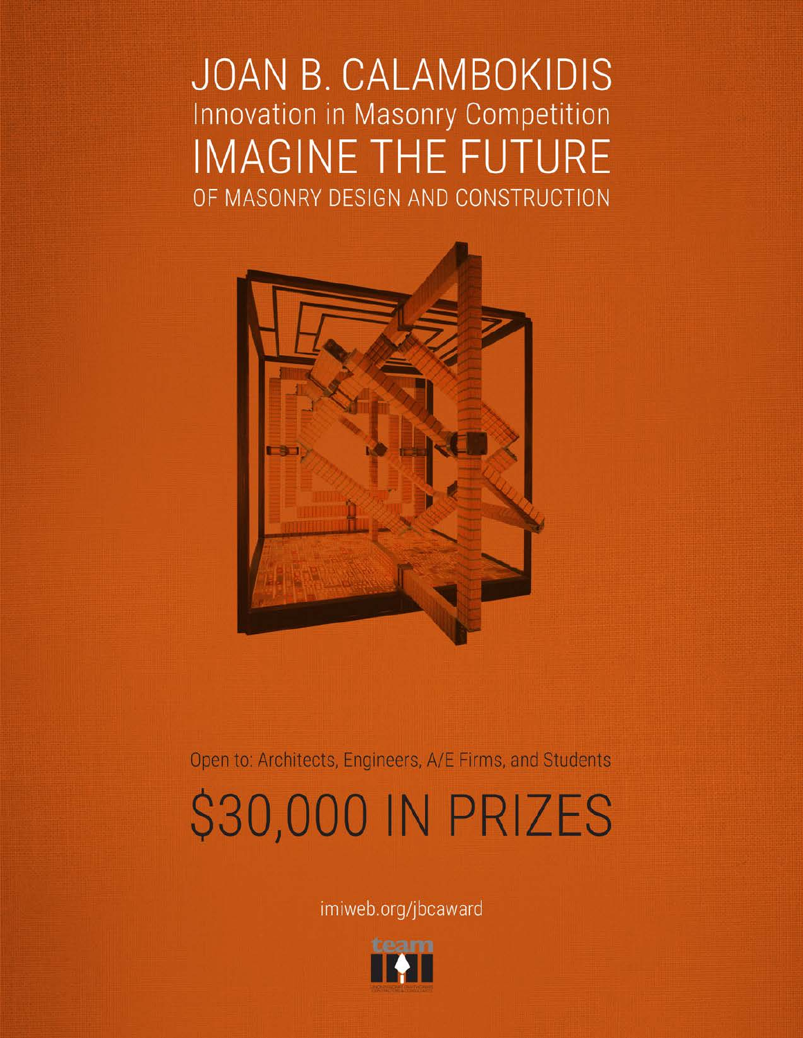# JOAN B. CALAMBOKIDIS

## Innovation in Masonry Competition

# IMAGINE THE FUTURE

## OF MASONRY DESIGN AND CONSTRUCTION

Open to: Architects, Engineers, A/E Firms, and Students

# $30,000 IN PRIZES

imiweb.org/jbcaward

team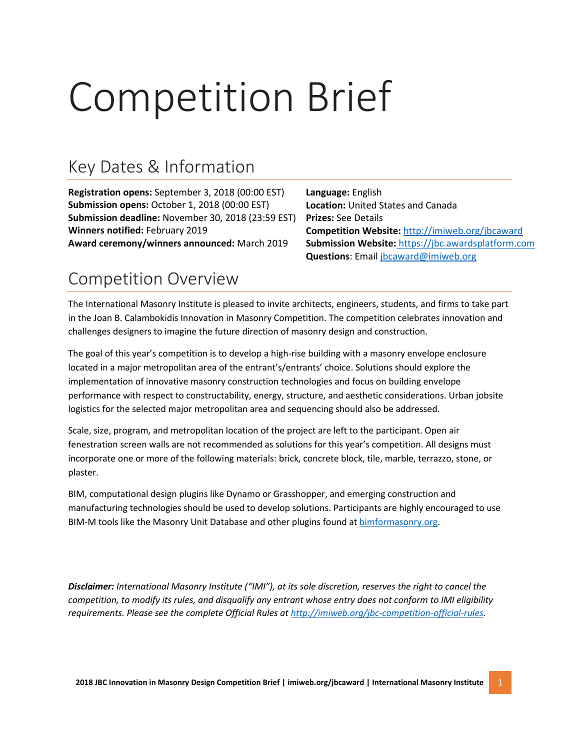# Competition Brief

## Key Dates & Information

**Registration opens:** September 3, 2018 (00:00 EST)
**Submission opens:** October 1, 2018 (00:00 EST)
**Submission deadline:** November 30, 2018 (23:59 EST)
**Winners notified:** February 2019
**Award ceremony/winners announced:** March 2019

**Language:** English
**Location:** United States and Canada
**Prizes:** See Details
**Competition Website:** http://imiweb.org/jbcaward
**Submission Website:** https://jbc.awardsplatform.com
**Questions**: Email jbcaward@imiweb.org

## Competition Overview

The International Masonry Institute is pleased to invite architects, engineers, students, and firms to take part in the Joan B. Calambokidis Innovation in Masonry Competition. The competition celebrates innovation and challenges designers to imagine the future direction of masonry design and construction.

The goal of this year's competition is to develop a high-rise building with a masonry envelope enclosure located in a major metropolitan area of the entrant's/entrants' choice. Solutions should explore the implementation of innovative masonry construction technologies and focus on building envelope performance with respect to constructability, energy, structure, and aesthetic considerations. Urban jobsite logistics for the selected major metropolitan area and sequencing should also be addressed.

Scale, size, program, and metropolitan location of the project are left to the participant. Open air fenestration screen walls are not recommended as solutions for this year's competition. All designs must incorporate one or more of the following materials: brick, concrete block, tile, marble, terrazzo, stone, or plaster.

BIM, computational design plugins like Dynamo or Grasshopper, and emerging construction and manufacturing technologies should be used to develop solutions. Participants are highly encouraged to use BIM-M tools like the Masonry Unit Database and other plugins found at bimformasonry.org.

***Disclaimer:*** *International Masonry Institute ("IMI"), at its sole discretion, reserves the right to cancel the competition, to modify its rules, and disqualify any entrant whose entry does not conform to IMI eligibility requirements. Please see the complete Official Rules at http://imiweb.org/jbc-competition-official-rules.*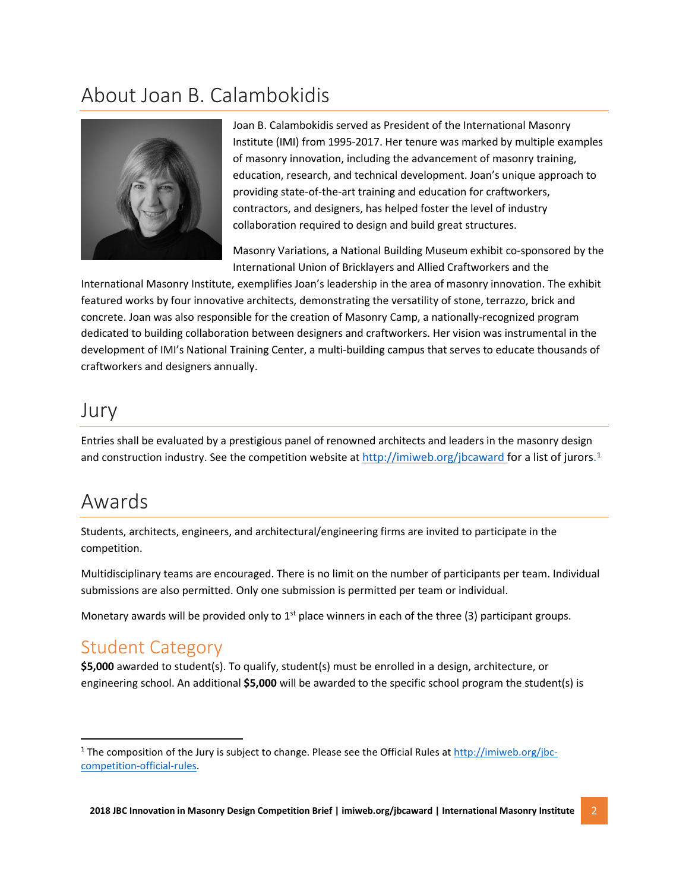# About Joan B. Calambokidis

Joan B. Calambokidis served as President of the International Masonry Institute (IMI) from 1995-2017. Her tenure was marked by multiple examples of masonry innovation, including the advancement of masonry training, education, research, and technical development. Joan's unique approach to providing state-of-the-art training and education for craftworkers, contractors, and designers, has helped foster the level of industry collaboration required to design and build great structures.

Masonry Variations, a National Building Museum exhibit co-sponsored by the International Union of Bricklayers and Allied Craftworkers and the International Masonry Institute, exemplifies Joan's leadership in the area of masonry innovation. The exhibit featured works by four innovative architects, demonstrating the versatility of stone, terrazzo, brick and concrete. Joan was also responsible for the creation of Masonry Camp, a nationally-recognized program dedicated to building collaboration between designers and craftworkers. Her vision was instrumental in the development of IMI's National Training Center, a multi-building campus that serves to educate thousands of craftworkers and designers annually.

# Jury

Entries shall be evaluated by a prestigious panel of renowned architects and leaders in the masonry design and construction industry. See the competition website at http://imiweb.org/jbcaward for a list of jurors.[1]

# Awards

Students, architects, engineers, and architectural/engineering firms are invited to participate in the competition.

Multidisciplinary teams are encouraged. There is no limit on the number of participants per team. Individual submissions are also permitted. Only one submission is permitted per team or individual.

Monetary awards will be provided only to 1st place winners in each of the three (3) participant groups.

## Student Category

**$5,000** awarded to student(s). To qualify, student(s) must be enrolled in a design, architecture, or engineering school. An additional **$5,000** will be awarded to the specific school program the student(s) is

[1] The composition of the Jury is subject to change. Please see the Official Rules at http://imiweb.org/jbc-competition-official-rules.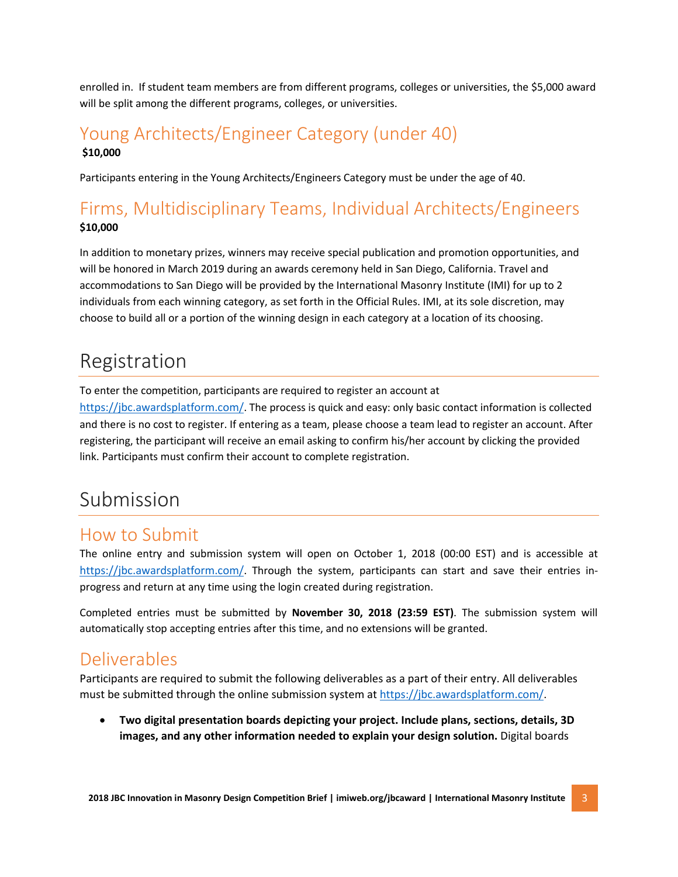enrolled in. If student team members are from different programs, colleges or universities, the $5,000 award will be split among the different programs, colleges, or universities.

## Young Architects/Engineer Category (under 40)

**$10,000**

Participants entering in the Young Architects/Engineers Category must be under the age of 40.

## Firms, Multidisciplinary Teams, Individual Architects/Engineers

**$10,000**

In addition to monetary prizes, winners may receive special publication and promotion opportunities, and will be honored in March 2019 during an awards ceremony held in San Diego, California. Travel and accommodations to San Diego will be provided by the International Masonry Institute (IMI) for up to 2 individuals from each winning category, as set forth in the Official Rules. IMI, at its sole discretion, may choose to build all or a portion of the winning design in each category at a location of its choosing.

# Registration

To enter the competition, participants are required to register an account at https://jbc.awardsplatform.com/. The process is quick and easy: only basic contact information is collected and there is no cost to register. If entering as a team, please choose a team lead to register an account. After registering, the participant will receive an email asking to confirm his/her account by clicking the provided link. Participants must confirm their account to complete registration.

# Submission

## How to Submit

The online entry and submission system will open on October 1, 2018 (00:00 EST) and is accessible at https://jbc.awardsplatform.com/. Through the system, participants can start and save their entries in-progress and return at any time using the login created during registration.

Completed entries must be submitted by **November 30, 2018 (23:59 EST)**. The submission system will automatically stop accepting entries after this time, and no extensions will be granted.

## Deliverables

Participants are required to submit the following deliverables as a part of their entry. All deliverables must be submitted through the online submission system at https://jbc.awardsplatform.com/.

- **Two digital presentation boards depicting your project. Include plans, sections, details, 3D images, and any other information needed to explain your design solution.** Digital boards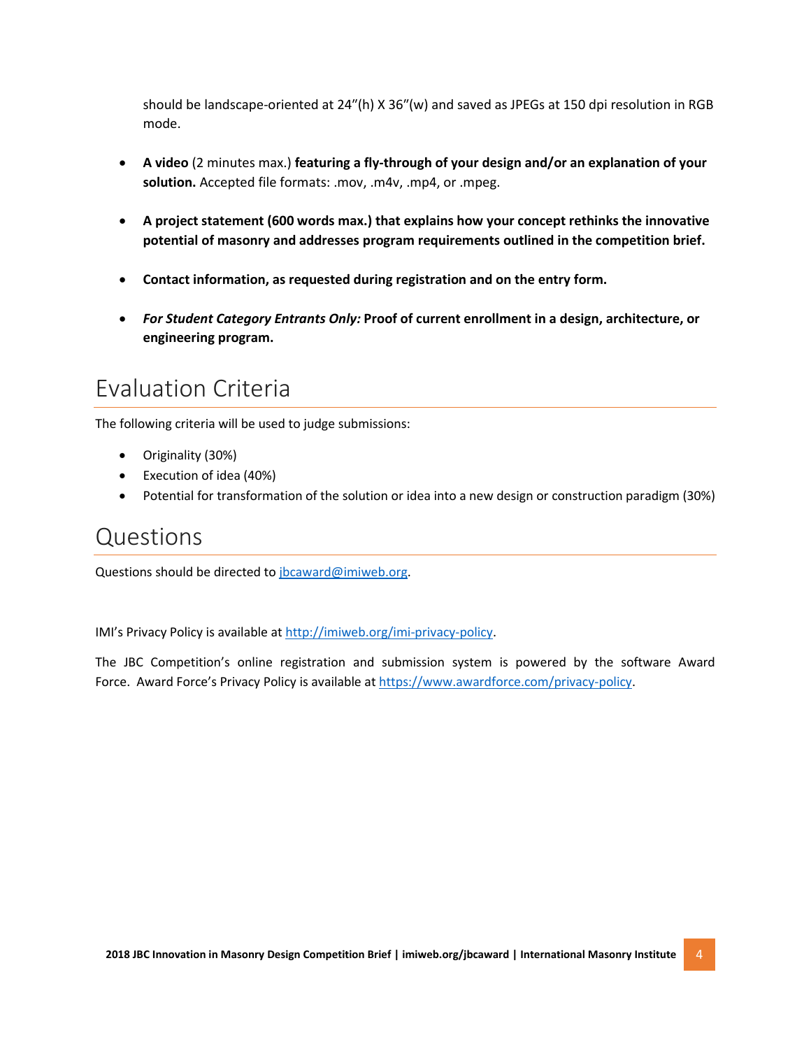should be landscape-oriented at 24"(h) X 36"(w) and saved as JPEGs at 150 dpi resolution in RGB mode.

- **A video** (2 minutes max.) **featuring a fly-through of your design and/or an explanation of your solution.** Accepted file formats: .mov, .m4v, .mp4, or .mpeg.
- **A project statement (600 words max.) that explains how your concept rethinks the innovative potential of masonry and addresses program requirements outlined in the competition brief.**
- **Contact information, as requested during registration and on the entry form.**
- ***For Student Category Entrants Only:* Proof of current enrollment in a design, architecture, or engineering program.**

# Evaluation Criteria

The following criteria will be used to judge submissions:

- Originality (30%)
- Execution of idea (40%)
- Potential for transformation of the solution or idea into a new design or construction paradigm (30%)

# Questions

Questions should be directed to jbcaward@imiweb.org.

IMI's Privacy Policy is available at http://imiweb.org/imi-privacy-policy.

The JBC Competition's online registration and submission system is powered by the software Award Force. Award Force's Privacy Policy is available at https://www.awardforce.com/privacy-policy.